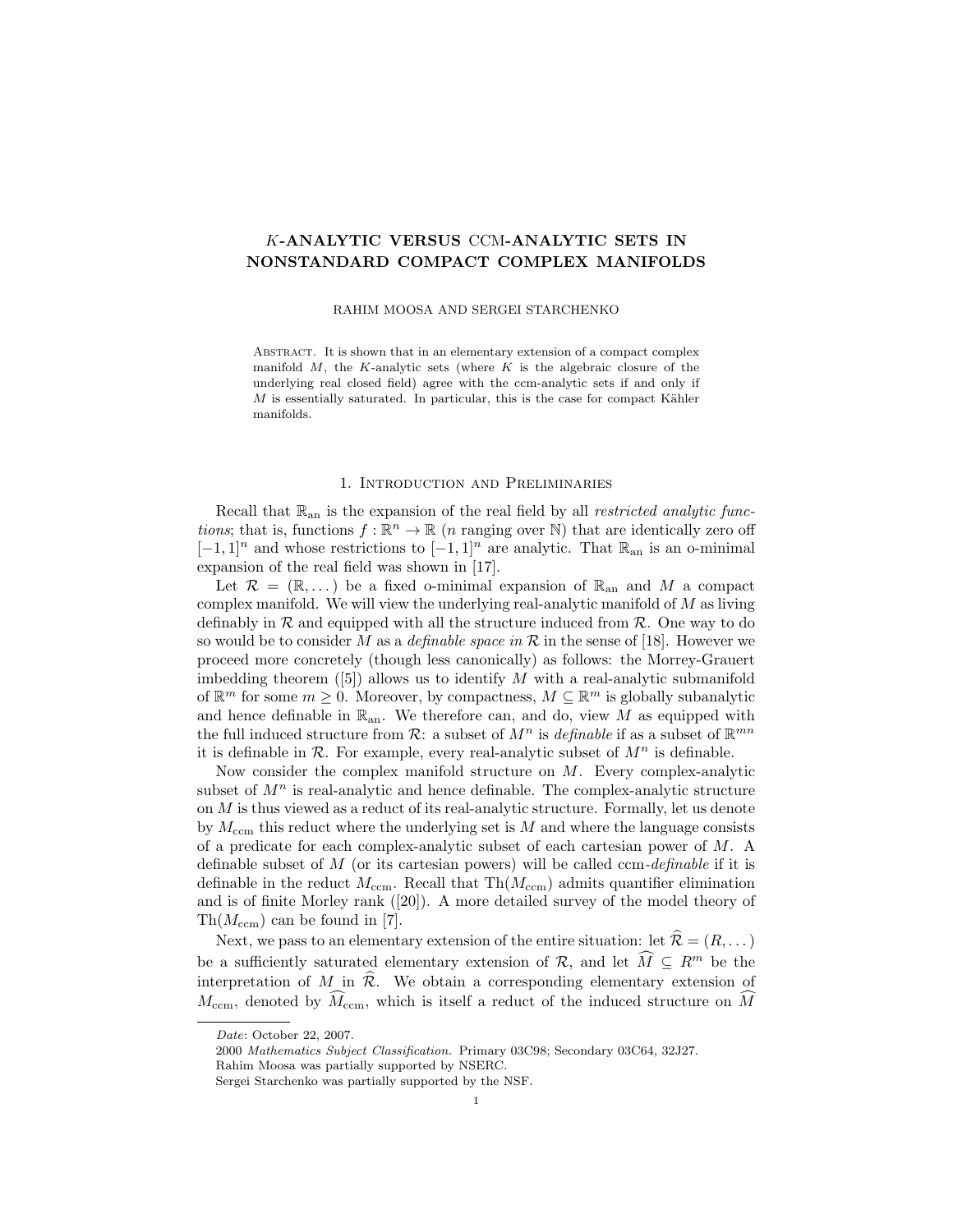# $K$-ANALYTIC VERSUS CCM-ANALYTIC SETS IN NONSTANDARD COMPACT COMPLEX MANIFOLDS

RAHIM MOOSA AND SERGEI STARCHENKO

Abstract. It is shown that in an elementary extension of a compact complex manifold $M$, the $K$-analytic sets (where $K$ is the algebraic closure of the underlying real closed field) agree with the ccm-analytic sets if and only if $M$ is essentially saturated. In particular, this is the case for compact Kähler manifolds.

## 1. Introduction and Preliminaries

Recall that $\mathbb{R}_{\text{an}}$ is the expansion of the real field by all *restricted analytic functions*; that is, functions $f : \mathbb{R}^n \to \mathbb{R}$ ($n$ ranging over $\mathbb{N}$) that are identically zero off $[-1,1]^n$ and whose restrictions to $[-1,1]^n$ are analytic. That $\mathbb{R}_{\text{an}}$ is an o-minimal expansion of the real field was shown in [17].

Let $\mathcal{R} = (\mathbb{R}, \dots)$ be a fixed o-minimal expansion of $\mathbb{R}_{\text{an}}$ and $M$ a compact complex manifold. We will view the underlying real-analytic manifold of $M$ as living definably in $\mathcal{R}$ and equipped with all the structure induced from $\mathcal{R}$. One way to do so would be to consider $M$ as a *definable space in* $\mathcal{R}$ in the sense of [18]. However we proceed more concretely (though less canonically) as follows: the Morrey-Grauert imbedding theorem ([5]) allows us to identify $M$ with a real-analytic submanifold of $\mathbb{R}^m$ for some $m \geq 0$. Moreover, by compactness, $M \subseteq \mathbb{R}^m$ is globally subanalytic and hence definable in $\mathbb{R}_{\text{an}}$. We therefore can, and do, view $M$ as equipped with the full induced structure from $\mathcal{R}$: a subset of $M^n$ is *definable* if as a subset of $\mathbb{R}^{mn}$ it is definable in $\mathcal{R}$. For example, every real-analytic subset of $M^n$ is definable.

Now consider the complex manifold structure on $M$. Every complex-analytic subset of $M^n$ is real-analytic and hence definable. The complex-analytic structure on $M$ is thus viewed as a reduct of its real-analytic structure. Formally, let us denote by $M_{\text{ccm}}$ this reduct where the underlying set is $M$ and where the language consists of a predicate for each complex-analytic subset of each cartesian power of $M$. A definable subset of $M$ (or its cartesian powers) will be called ccm*-definable* if it is definable in the reduct $M_{\text{ccm}}$. Recall that $\text{Th}(M_{\text{ccm}})$ admits quantifier elimination and is of finite Morley rank ([20]). A more detailed survey of the model theory of $\text{Th}(M_{\text{ccm}})$ can be found in [7].

Next, we pass to an elementary extension of the entire situation: let $\widehat{\mathcal{R}} = (R, \dots)$ be a sufficiently saturated elementary extension of $\mathcal{R}$, and let $\widehat{M} \subseteq R^m$ be the interpretation of $M$ in $\widehat{\mathcal{R}}$. We obtain a corresponding elementary extension of $M_{\text{ccm}}$, denoted by $\widehat{M}_{\text{ccm}}$, which is itself a reduct of the induced structure on $\widehat{M}$

---

*Date*: October 22, 2007.

2000 *Mathematics Subject Classification.* Primary 03C98; Secondary 03C64, 32J27.

Rahim Moosa was partially supported by NSERC.

Sergei Starchenko was partially supported by the NSF.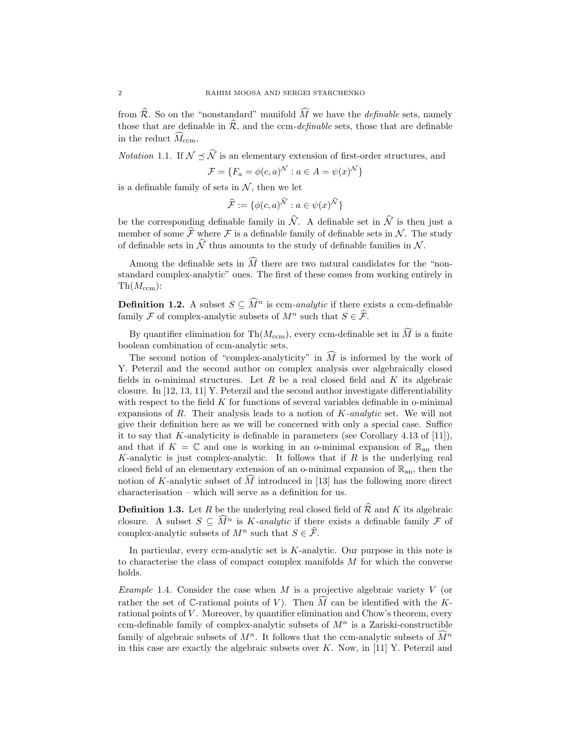from $\widehat{\mathcal{R}}$. So on the "nonstandard" manifold $\widehat{M}$ we have the *definable* sets, namely those that are definable in $\widehat{\mathcal{R}}$, and the ccm-*definable* sets, those that are definable in the reduct $\widehat{M}_{\mathrm{ccm}}$.

*Notation* 1.1. If $\mathcal{N} \preceq \widehat{\mathcal{N}}$ is an elementary extension of first-order structures, and

$$\mathcal{F} = \{F_a = \phi(c,a)^{\mathcal{N}} : a \in A = \psi(x)^{\mathcal{N}}\}$$

is a definable family of sets in $\mathcal{N}$, then we let

$$\widehat{\mathcal{F}} := \{\phi(c,a)^{\widehat{\mathcal{N}}} : a \in \psi(x)^{\widehat{\mathcal{N}}}\}$$

be the corresponding definable family in $\widehat{\mathcal{N}}$. A definable set in $\widehat{\mathcal{N}}$ is then just a member of some $\widehat{\mathcal{F}}$ where $\mathcal{F}$ is a definable family of definable sets in $\mathcal{N}$. The study of definable sets in $\widehat{\mathcal{N}}$ thus amounts to the study of definable families in $\mathcal{N}$.

Among the definable sets in $\widehat{M}$ there are two natural candidates for the "nonstandard complex-analytic" ones. The first of these comes from working entirely in $\mathrm{Th}(M_{\mathrm{ccm}})$:

**Definition 1.2.** A subset $S \subseteq \widehat{M}^n$ is ccm-*analytic* if there exists a ccm-definable family $\mathcal{F}$ of complex-analytic subsets of $M^n$ such that $S \in \widehat{\mathcal{F}}$.

By quantifier elimination for $\mathrm{Th}(M_{\mathrm{ccm}})$, every ccm-definable set in $\widehat{M}$ is a finite boolean combination of ccm-analytic sets.

The second notion of "complex-analyticity" in $\widehat{M}$ is informed by the work of Y. Peterzil and the second author on complex analysis over algebraically closed fields in o-minimal structures. Let $R$ be a real closed field and $K$ its algebraic closure. In [12, 13, 11] Y. Peterzil and the second author investigate differentiability with respect to the field $K$ for functions of several variables definable in o-minimal expansions of $R$. Their analysis leads to a notion of $K$-*analytic* set. We will not give their definition here as we will be concerned with only a special case. Suffice it to say that $K$-analyticity is definable in parameters (see Corollary 4.13 of [11]), and that if $K = \mathbb{C}$ and one is working in an o-minimal expansion of $\mathbb{R}_{\mathrm{an}}$ then $K$-analytic is just complex-analytic. It follows that if $R$ is the underlying real closed field of an elementary extension of an o-minimal expansion of $\mathbb{R}_{\mathrm{an}}$, then the notion of $K$-analytic subset of $\widehat{M}$ introduced in [13] has the following more direct characterisation – which will serve as a definition for us.

**Definition 1.3.** Let $R$ be the underlying real closed field of $\widehat{\mathcal{R}}$ and $K$ its algebraic closure. A subset $S \subseteq \widehat{M}^n$ is $K$-*analytic* if there exists a definable family $\mathcal{F}$ of complex-analytic subsets of $M^n$ such that $S \in \widehat{\mathcal{F}}$.

In particular, every ccm-analytic set is $K$-analytic. Our purpose in this note is to characterise the class of compact complex manifolds $M$ for which the converse holds.

*Example* 1.4. Consider the case when $M$ is a projective algebraic variety $V$ (or rather the set of $\mathbb{C}$-rational points of $V$). Then $\widehat{M}$ can be identified with the $K$-rational points of $V$. Moreover, by quantifier elimination and Chow's theorem, every ccm-definable family of complex-analytic subsets of $M^n$ is a Zariski-constructible family of algebraic subsets of $M^n$. It follows that the ccm-analytic subsets of $\widehat{M}^n$ in this case are exactly the algebraic subsets over $K$. Now, in [11] Y. Peterzil and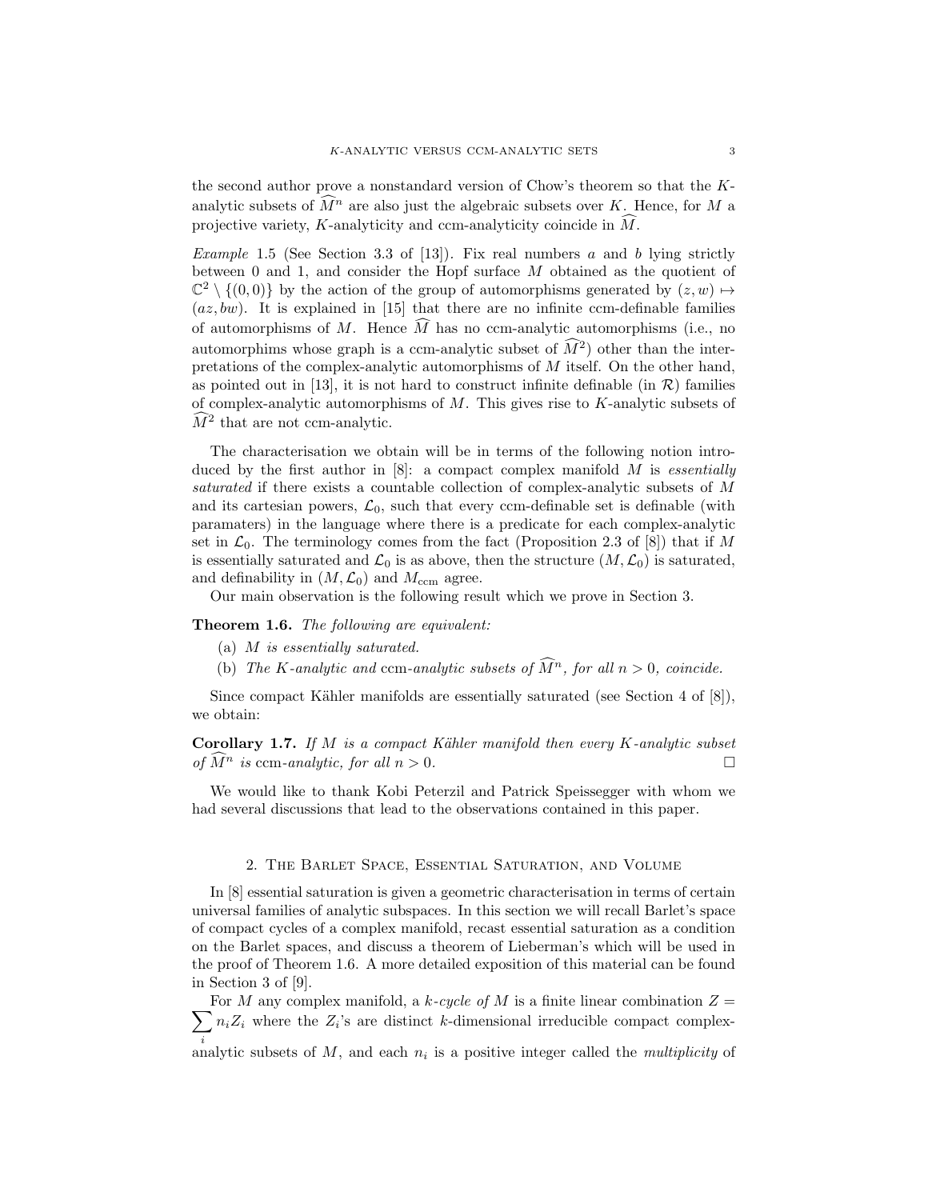the second author prove a nonstandard version of Chow's theorem so that the $K$-analytic subsets of $\widehat{M}^n$ are also just the algebraic subsets over $K$. Hence, for $M$ a projective variety, $K$-analyticity and ccm-analyticity coincide in $\widehat{M}$.

*Example* 1.5 (See Section 3.3 of [13]). Fix real numbers $a$ and $b$ lying strictly between 0 and 1, and consider the Hopf surface $M$ obtained as the quotient of $\mathbb{C}^2 \setminus \{(0,0)\}$ by the action of the group of automorphisms generated by $(z,w) \mapsto (az, bw)$. It is explained in [15] that there are no infinite ccm-definable families of automorphisms of $M$. Hence $\widehat{M}$ has no ccm-analytic automorphisms (i.e., no automorphims whose graph is a ccm-analytic subset of $\widehat{M}^2$) other than the interpretations of the complex-analytic automorphisms of $M$ itself. On the other hand, as pointed out in [13], it is not hard to construct infinite definable (in $\mathcal{R}$) families of complex-analytic automorphisms of $M$. This gives rise to $K$-analytic subsets of $\widehat{M}^2$ that are not ccm-analytic.

The characterisation we obtain will be in terms of the following notion introduced by the first author in [8]: a compact complex manifold $M$ is *essentially saturated* if there exists a countable collection of complex-analytic subsets of $M$ and its cartesian powers, $\mathcal{L}_0$, such that every ccm-definable set is definable (with paramaters) in the language where there is a predicate for each complex-analytic set in $\mathcal{L}_0$. The terminology comes from the fact (Proposition 2.3 of [8]) that if $M$ is essentially saturated and $\mathcal{L}_0$ is as above, then the structure $(M, \mathcal{L}_0)$ is saturated, and definability in $(M, \mathcal{L}_0)$ and $M_{\text{ccm}}$ agree.

Our main observation is the following result which we prove in Section 3.

**Theorem 1.6.** *The following are equivalent:*

(a) *$M$ is essentially saturated.*

(b) *The $K$-analytic and* ccm*-analytic subsets of $\widehat{M}^n$, for all $n > 0$, coincide.*

Since compact Kähler manifolds are essentially saturated (see Section 4 of [8]), we obtain:

**Corollary 1.7.** *If $M$ is a compact Kähler manifold then every $K$-analytic subset of $\widehat{M}^n$ is* ccm*-analytic, for all $n > 0$.* □

We would like to thank Kobi Peterzil and Patrick Speissegger with whom we had several discussions that lead to the observations contained in this paper.

## 2. The Barlet Space, Essential Saturation, and Volume

In [8] essential saturation is given a geometric characterisation in terms of certain universal families of analytic subspaces. In this section we will recall Barlet's space of compact cycles of a complex manifold, recast essential saturation as a condition on the Barlet spaces, and discuss a theorem of Lieberman's which will be used in the proof of Theorem 1.6. A more detailed exposition of this material can be found in Section 3 of [9].

For $M$ any complex manifold, a *$k$-cycle of $M$* is a finite linear combination $Z = \sum_i n_i Z_i$ where the $Z_i$'s are distinct $k$-dimensional irreducible compact complex-analytic subsets of $M$, and each $n_i$ is a positive integer called the *multiplicity* of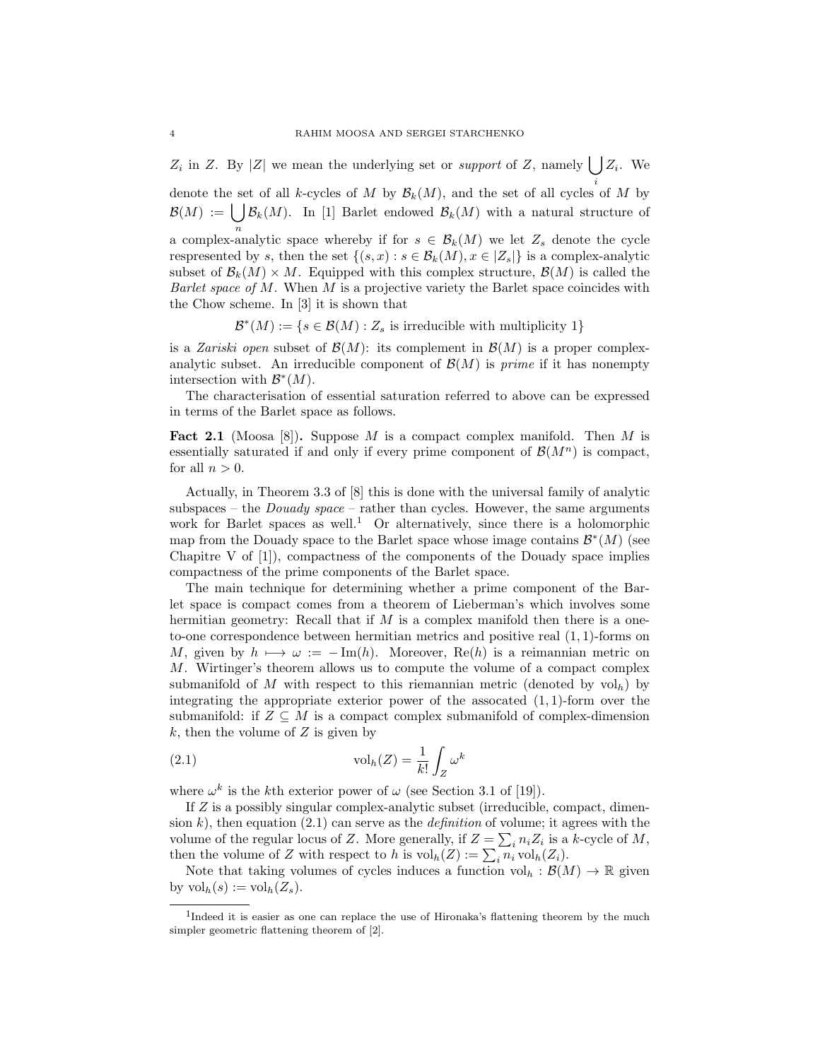$Z_i$ in $Z$. By $|Z|$ we mean the underlying set or *support* of $Z$, namely $\bigcup_i Z_i$. We denote the set of all $k$-cycles of $M$ by $\mathcal{B}_k(M)$, and the set of all cycles of $M$ by $\mathcal{B}(M) := \bigcup_n \mathcal{B}_k(M)$. In [1] Barlet endowed $\mathcal{B}_k(M)$ with a natural structure of a complex-analytic space whereby if for $s \in \mathcal{B}_k(M)$ we let $Z_s$ denote the cycle respresented by $s$, then the set $\{(s,x) : s \in \mathcal{B}_k(M), x \in |Z_s|\}$ is a complex-analytic subset of $\mathcal{B}_k(M) \times M$. Equipped with this complex structure, $\mathcal{B}(M)$ is called the *Barlet space of* $M$. When $M$ is a projective variety the Barlet space coincides with the Chow scheme. In [3] it is shown that

$$\mathcal{B}^*(M) := \{s \in \mathcal{B}(M) : Z_s \text{ is irreducible with multiplicity } 1\}$$

is a *Zariski open* subset of $\mathcal{B}(M)$: its complement in $\mathcal{B}(M)$ is a proper complex-analytic subset. An irreducible component of $\mathcal{B}(M)$ is *prime* if it has nonempty intersection with $\mathcal{B}^*(M)$.

The characterisation of essential saturation referred to above can be expressed in terms of the Barlet space as follows.

**Fact 2.1** (Moosa [8])**.** Suppose $M$ is a compact complex manifold. Then $M$ is essentially saturated if and only if every prime component of $\mathcal{B}(M^n)$ is compact, for all $n > 0$.

Actually, in Theorem 3.3 of [8] this is done with the universal family of analytic subspaces – the *Douady space* – rather than cycles. However, the same arguments work for Barlet spaces as well.[1] Or alternatively, since there is a holomorphic map from the Douady space to the Barlet space whose image contains $\mathcal{B}^*(M)$ (see Chapitre V of [1]), compactness of the components of the Douady space implies compactness of the prime components of the Barlet space.

The main technique for determining whether a prime component of the Barlet space is compact comes from a theorem of Lieberman's which involves some hermitian geometry: Recall that if $M$ is a complex manifold then there is a one-to-one correspondence between hermitian metrics and positive real $(1,1)$-forms on $M$, given by $h \longmapsto \omega := -\operatorname{Im}(h)$. Moreover, $\operatorname{Re}(h)$ is a reimannian metric on $M$. Wirtinger's theorem allows us to compute the volume of a compact complex submanifold of $M$ with respect to this riemannian metric (denoted by $\operatorname{vol}_h$) by integrating the appropriate exterior power of the assocated $(1,1)$-form over the submanifold: if $Z \subseteq M$ is a compact complex submanifold of complex-dimension $k$, then the volume of $Z$ is given by

$$\operatorname{vol}_h(Z) = \frac{1}{k!}\int_Z \omega^k \tag{2.1}$$

where $\omega^k$ is the $k$th exterior power of $\omega$ (see Section 3.1 of [19]).

If $Z$ is a possibly singular complex-analytic subset (irreducible, compact, dimension $k$), then equation (2.1) can serve as the *definition* of volume; it agrees with the volume of the regular locus of $Z$. More generally, if $Z = \sum_i n_i Z_i$ is a $k$-cycle of $M$, then the volume of $Z$ with respect to $h$ is $\operatorname{vol}_h(Z) := \sum_i n_i \operatorname{vol}_h(Z_i)$.

Note that taking volumes of cycles induces a function $\operatorname{vol}_h : \mathcal{B}(M) \to \mathbb{R}$ given by $\operatorname{vol}_h(s) := \operatorname{vol}_h(Z_s)$.

---

[1] Indeed it is easier as one can replace the use of Hironaka's flattening theorem by the much simpler geometric flattening theorem of [2].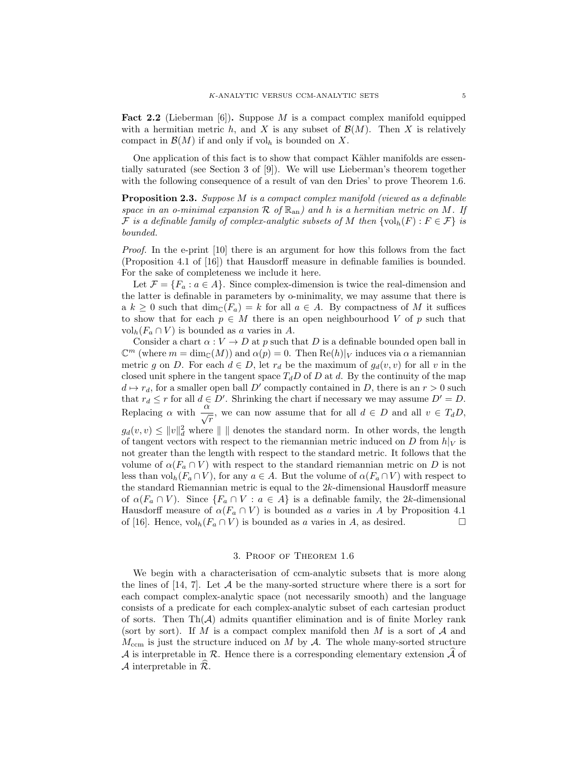**Fact 2.2** (Lieberman [6])**.** Suppose $M$ is a compact complex manifold equipped with a hermitian metric $h$, and $X$ is any subset of $\mathcal{B}(M)$. Then $X$ is relatively compact in $\mathcal{B}(M)$ if and only if $\mathrm{vol}_h$ is bounded on $X$.

One application of this fact is to show that compact Kähler manifolds are essentially saturated (see Section 3 of [9]). We will use Lieberman's theorem together with the following consequence of a result of van den Dries' to prove Theorem 1.6.

**Proposition 2.3.** *Suppose $M$ is a compact complex manifold (viewed as a definable space in an o-minimal expansion $\mathcal{R}$ of $\mathbb{R}_{\mathrm{an}}$) and $h$ is a hermitian metric on $M$. If $\mathcal{F}$ is a definable family of complex-analytic subsets of $M$ then $\{\mathrm{vol}_h(F) : F \in \mathcal{F}\}$ is bounded.*

*Proof.* In the e-print [10] there is an argument for how this follows from the fact (Proposition 4.1 of [16]) that Hausdorff measure in definable families is bounded. For the sake of completeness we include it here.

Let $\mathcal{F} = \{F_a : a \in A\}$. Since complex-dimension is twice the real-dimension and the latter is definable in parameters by o-minimality, we may assume that there is a $k \geq 0$ such that $\dim_{\mathbb{C}}(F_a) = k$ for all $a \in A$. By compactness of $M$ it suffices to show that for each $p \in M$ there is an open neighbourhood $V$ of $p$ such that $\mathrm{vol}_h(F_a \cap V)$ is bounded as $a$ varies in $A$.

Consider a chart $\alpha : V \to D$ at $p$ such that $D$ is a definable bounded open ball in $\mathbb{C}^m$ (where $m = \dim_{\mathbb{C}}(M)$) and $\alpha(p) = 0$. Then $\mathrm{Re}(h)|_V$ induces via $\alpha$ a riemannian metric $g$ on $D$. For each $d \in D$, let $r_d$ be the maximum of $g_d(v, v)$ for all $v$ in the closed unit sphere in the tangent space $T_d D$ of $D$ at $d$. By the continuity of the map $d \mapsto r_d$, for a smaller open ball $D'$ compactly contained in $D$, there is an $r > 0$ such that $r_d \leq r$ for all $d \in D'$. Shrinking the chart if necessary we may assume $D' = D$. Replacing $\alpha$ with $\dfrac{\alpha}{\sqrt{r}}$, we can now assume that for all $d \in D$ and all $v \in T_d D$, $g_d(v, v) \leq \|v\|_d^2$ where $\| \ \|$ denotes the standard norm. In other words, the length of tangent vectors with respect to the riemannian metric induced on $D$ from $h|_V$ is not greater than the length with respect to the standard metric. It follows that the volume of $\alpha(F_a \cap V)$ with respect to the standard riemannian metric on $D$ is not less than $\mathrm{vol}_h(F_a \cap V)$, for any $a \in A$. But the volume of $\alpha(F_a \cap V)$ with respect to the standard Riemannian metric is equal to the $2k$-dimensional Hausdorff measure of $\alpha(F_a \cap V)$. Since $\{F_a \cap V : a \in A\}$ is a definable family, the $2k$-dimensional Hausdorff measure of $\alpha(F_a \cap V)$ is bounded as $a$ varies in $A$ by Proposition 4.1 of [16]. Hence, $\mathrm{vol}_h(F_a \cap V)$ is bounded as $a$ varies in $A$, as desired. □

## 3. Proof of Theorem 1.6

We begin with a characterisation of ccm-analytic subsets that is more along the lines of [14, 7]. Let $\mathcal{A}$ be the many-sorted structure where there is a sort for each compact complex-analytic space (not necessarily smooth) and the language consists of a predicate for each complex-analytic subset of each cartesian product of sorts. Then $\mathrm{Th}(\mathcal{A})$ admits quantifier elimination and is of finite Morley rank (sort by sort). If $M$ is a compact complex manifold then $M$ is a sort of $\mathcal{A}$ and $M_{\mathrm{ccm}}$ is just the structure induced on $M$ by $\mathcal{A}$. The whole many-sorted structure $\mathcal{A}$ is interpretable in $\mathcal{R}$. Hence there is a corresponding elementary extension $\widehat{\mathcal{A}}$ of $\mathcal{A}$ interpretable in $\widehat{\mathcal{R}}$.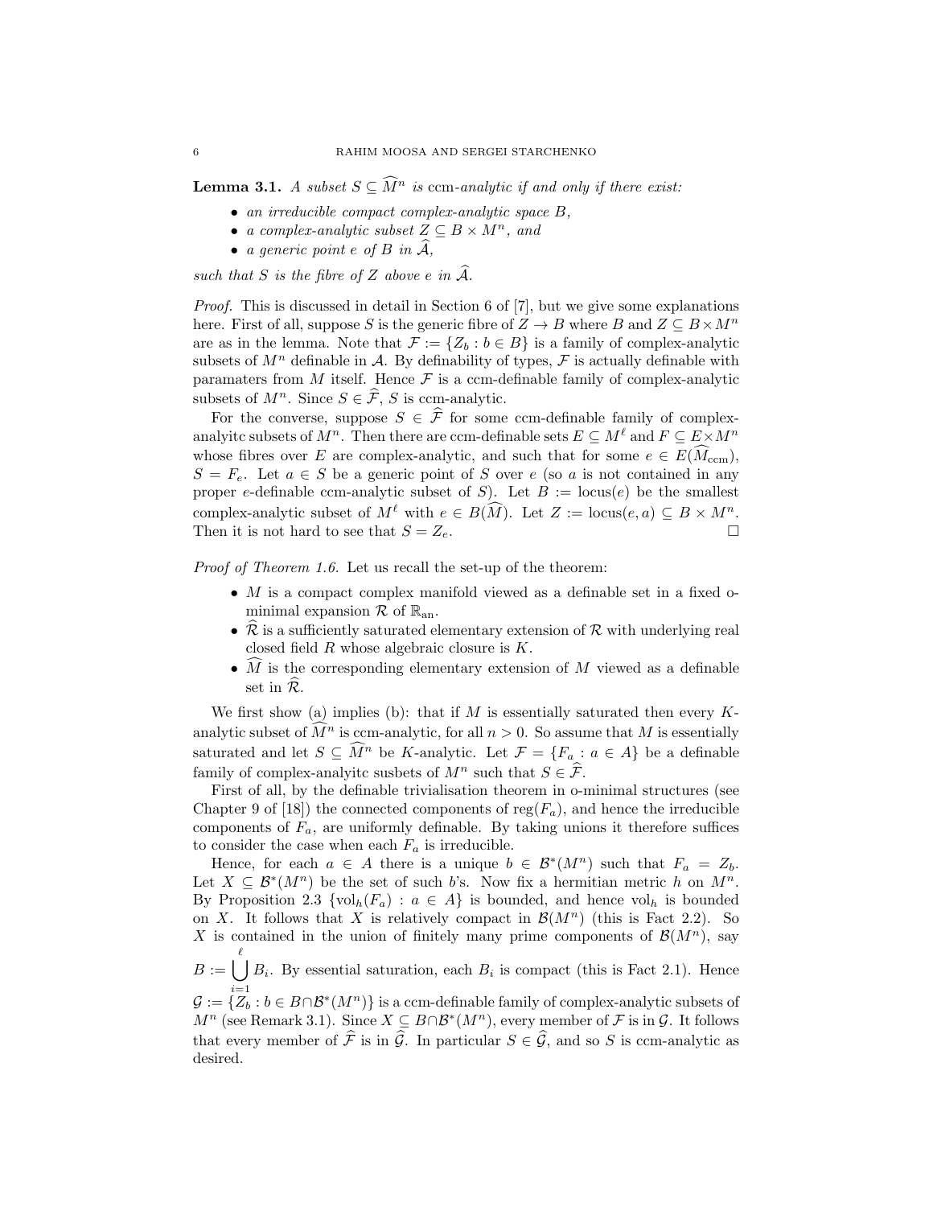**Lemma 3.1.** *A subset $S \subseteq \widehat{M}^n$ is* ccm*-analytic if and only if there exist:*

- *an irreducible compact complex-analytic space $B$,*
- *a complex-analytic subset $Z \subseteq B \times M^n$, and*
- *a generic point $e$ of $B$ in $\widehat{\mathcal{A}}$,*

*such that $S$ is the fibre of $Z$ above $e$ in $\widehat{\mathcal{A}}$.*

*Proof.* This is discussed in detail in Section 6 of [7], but we give some explanations here. First of all, suppose $S$ is the generic fibre of $Z \to B$ where $B$ and $Z \subseteq B \times M^n$ are as in the lemma. Note that $\mathcal{F} := \{Z_b : b \in B\}$ is a family of complex-analytic subsets of $M^n$ definable in $\mathcal{A}$. By definability of types, $\mathcal{F}$ is actually definable with paramaters from $M$ itself. Hence $\mathcal{F}$ is a ccm-definable family of complex-analytic subsets of $M^n$. Since $S \in \widehat{\mathcal{F}}$, $S$ is ccm-analytic.

For the converse, suppose $S \in \widehat{\mathcal{F}}$ for some ccm-definable family of complex-analyitc subsets of $M^n$. Then there are ccm-definable sets $E \subseteq M^\ell$ and $F \subseteq E \times M^n$ whose fibres over $E$ are complex-analytic, and such that for some $e \in E(\widehat{M}_{\text{ccm}})$, $S = F_e$. Let $a \in S$ be a generic point of $S$ over $e$ (so $a$ is not contained in any proper $e$-definable ccm-analytic subset of $S$). Let $B := \text{locus}(e)$ be the smallest complex-analytic subset of $M^\ell$ with $e \in B(\widehat{M})$. Let $Z := \text{locus}(e, a) \subseteq B \times M^n$. Then it is not hard to see that $S = Z_e$. □

*Proof of Theorem 1.6.* Let us recall the set-up of the theorem:

- $M$ is a compact complex manifold viewed as a definable set in a fixed o-minimal expansion $\mathcal{R}$ of $\mathbb{R}_{\text{an}}$.
- $\widehat{\mathcal{R}}$ is a sufficiently saturated elementary extension of $\mathcal{R}$ with underlying real closed field $R$ whose algebraic closure is $K$.
- $\widehat{M}$ is the corresponding elementary extension of $M$ viewed as a definable set in $\widehat{\mathcal{R}}$.

We first show (a) implies (b): that if $M$ is essentially saturated then every $K$-analytic subset of $\widehat{M}^n$ is ccm-analytic, for all $n > 0$. So assume that $M$ is essentially saturated and let $S \subseteq \widehat{M}^n$ be $K$-analytic. Let $\mathcal{F} = \{F_a : a \in A\}$ be a definable family of complex-analyitc susbets of $M^n$ such that $S \in \widehat{\mathcal{F}}$.

First of all, by the definable trivialisation theorem in o-minimal structures (see Chapter 9 of [18]) the connected components of $\text{reg}(F_a)$, and hence the irreducible components of $F_a$, are uniformly definable. By taking unions it therefore suffices to consider the case when each $F_a$ is irreducible.

Hence, for each $a \in A$ there is a unique $b \in \mathcal{B}^*(M^n)$ such that $F_a = Z_b$. Let $X \subseteq \mathcal{B}^*(M^n)$ be the set of such $b$'s. Now fix a hermitian metric $h$ on $M^n$. By Proposition 2.3 $\{\text{vol}_h(F_a) : a \in A\}$ is bounded, and hence $\text{vol}_h$ is bounded on $X$. It follows that $X$ is relatively compact in $\mathcal{B}(M^n)$ (this is Fact 2.2). So $X$ is contained in the union of finitely many prime components of $\mathcal{B}(M^n)$, say $B := \bigcup_{i=1}^{\ell} B_i$. By essential saturation, each $B_i$ is compact (this is Fact 2.1). Hence $\mathcal{G} := \{Z_b : b \in B \cap \mathcal{B}^*(M^n)\}$ is a ccm-definable family of complex-analytic subsets of $M^n$ (see Remark 3.1). Since $X \subseteq B \cap \mathcal{B}^*(M^n)$, every member of $\mathcal{F}$ is in $\mathcal{G}$. It follows that every member of $\widehat{\mathcal{F}}$ is in $\widehat{\mathcal{G}}$. In particular $S \in \widehat{\mathcal{G}}$, and so $S$ is ccm-analytic as desired.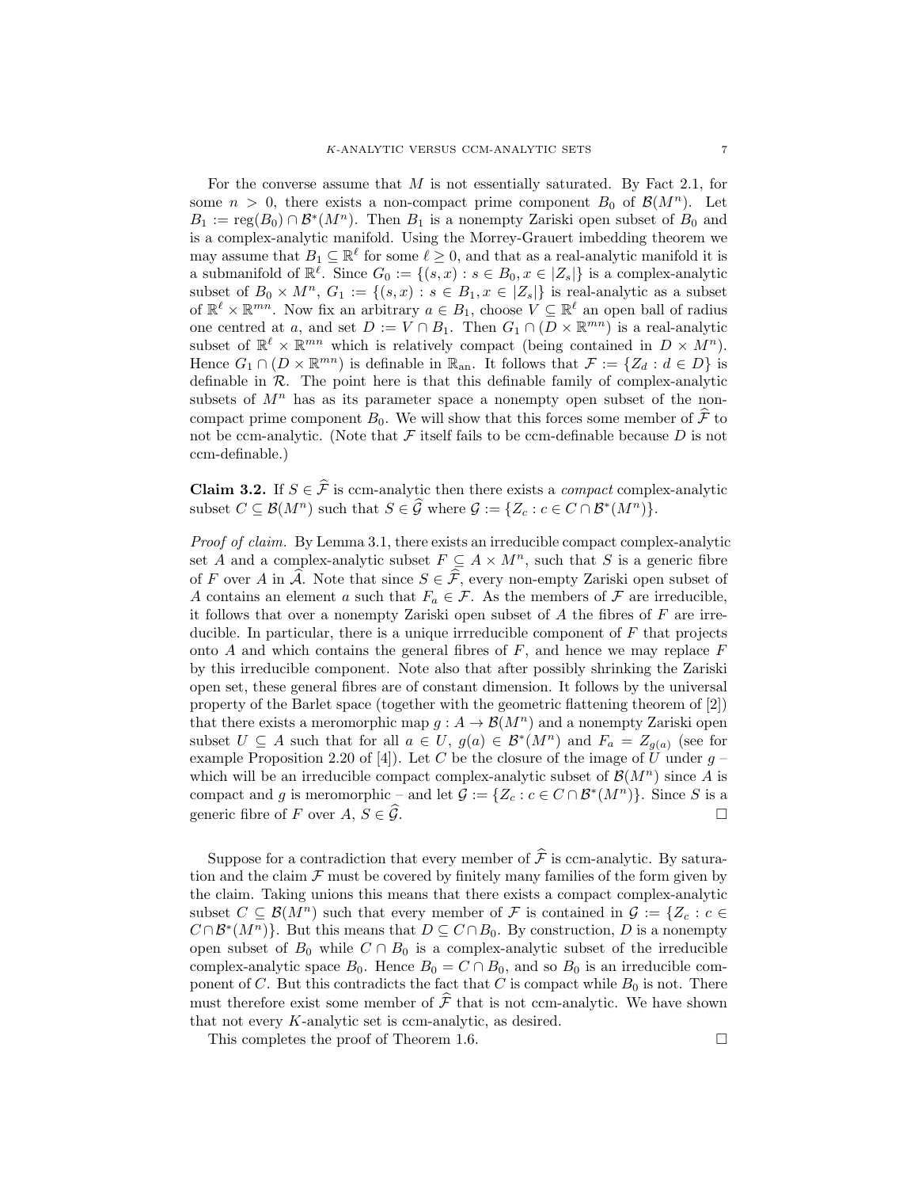For the converse assume that $M$ is not essentially saturated. By Fact 2.1, for some $n > 0$, there exists a non-compact prime component $B_0$ of $\mathcal{B}(M^n)$. Let $B_1 := \operatorname{reg}(B_0) \cap \mathcal{B}^*(M^n)$. Then $B_1$ is a nonempty Zariski open subset of $B_0$ and is a complex-analytic manifold. Using the Morrey-Grauert imbedding theorem we may assume that $B_1 \subseteq \mathbb{R}^\ell$ for some $\ell \geq 0$, and that as a real-analytic manifold it is a submanifold of $\mathbb{R}^\ell$. Since $G_0 := \{(s,x) : s \in B_0, x \in |Z_s|\}$ is a complex-analytic subset of $B_0 \times M^n$, $G_1 := \{(s,x) : s \in B_1, x \in |Z_s|\}$ is real-analytic as a subset of $\mathbb{R}^\ell \times \mathbb{R}^{mn}$. Now fix an arbitrary $a \in B_1$, choose $V \subseteq \mathbb{R}^\ell$ an open ball of radius one centred at $a$, and set $D := V \cap B_1$. Then $G_1 \cap (D \times \mathbb{R}^{mn})$ is a real-analytic subset of $\mathbb{R}^\ell \times \mathbb{R}^{mn}$ which is relatively compact (being contained in $D \times M^n$). Hence $G_1 \cap (D \times \mathbb{R}^{mn})$ is definable in $\mathbb{R}_{\mathrm{an}}$. It follows that $\mathcal{F} := \{Z_d : d \in D\}$ is definable in $\mathcal{R}$. The point here is that this definable family of complex-analytic subsets of $M^n$ has as its parameter space a nonempty open subset of the non-compact prime component $B_0$. We will show that this forces some member of $\widehat{\mathcal{F}}$ to not be ccm-analytic. (Note that $\mathcal{F}$ itself fails to be ccm-definable because $D$ is not ccm-definable.)

**Claim 3.2.** If $S \in \widehat{\mathcal{F}}$ is ccm-analytic then there exists a *compact* complex-analytic subset $C \subseteq \mathcal{B}(M^n)$ such that $S \in \widehat{\mathcal{G}}$ where $\mathcal{G} := \{Z_c : c \in C \cap \mathcal{B}^*(M^n)\}$.

*Proof of claim.* By Lemma 3.1, there exists an irreducible compact complex-analytic set $A$ and a complex-analytic subset $F \subseteq A \times M^n$, such that $S$ is a generic fibre of $F$ over $A$ in $\widehat{\mathcal{A}}$. Note that since $S \in \widehat{\mathcal{F}}$, every non-empty Zariski open subset of $A$ contains an element $a$ such that $F_a \in \mathcal{F}$. As the members of $\mathcal{F}$ are irreducible, it follows that over a nonempty Zariski open subset of $A$ the fibres of $F$ are irreducible. In particular, there is a unique irrreducible component of $F$ that projects onto $A$ and which contains the general fibres of $F$, and hence we may replace $F$ by this irreducible component. Note also that after possibly shrinking the Zariski open set, these general fibres are of constant dimension. It follows by the universal property of the Barlet space (together with the geometric flattening theorem of [2]) that there exists a meromorphic map $g : A \to \mathcal{B}(M^n)$ and a nonempty Zariski open subset $U \subseteq A$ such that for all $a \in U$, $g(a) \in \mathcal{B}^*(M^n)$ and $F_a = Z_{g(a)}$ (see for example Proposition 2.20 of [4]). Let $C$ be the closure of the image of $U$ under $g$ – which will be an irreducible compact complex-analytic subset of $\mathcal{B}(M^n)$ since $A$ is compact and $g$ is meromorphic – and let $\mathcal{G} := \{Z_c : c \in C \cap \mathcal{B}^*(M^n)\}$. Since $S$ is a generic fibre of $F$ over $A$, $S \in \widehat{\mathcal{G}}$. $\square$

Suppose for a contradiction that every member of $\widehat{\mathcal{F}}$ is ccm-analytic. By saturation and the claim $\mathcal{F}$ must be covered by finitely many families of the form given by the claim. Taking unions this means that there exists a compact complex-analytic subset $C \subseteq \mathcal{B}(M^n)$ such that every member of $\mathcal{F}$ is contained in $\mathcal{G} := \{Z_c : c \in C \cap \mathcal{B}^*(M^n)\}$. But this means that $D \subseteq C \cap B_0$. By construction, $D$ is a nonempty open subset of $B_0$ while $C \cap B_0$ is a complex-analytic subset of the irreducible complex-analytic space $B_0$. Hence $B_0 = C \cap B_0$, and so $B_0$ is an irreducible component of $C$. But this contradicts the fact that $C$ is compact while $B_0$ is not. There must therefore exist some member of $\widehat{\mathcal{F}}$ that is not ccm-analytic. We have shown that not every $K$-analytic set is ccm-analytic, as desired.

This completes the proof of Theorem 1.6. $\square$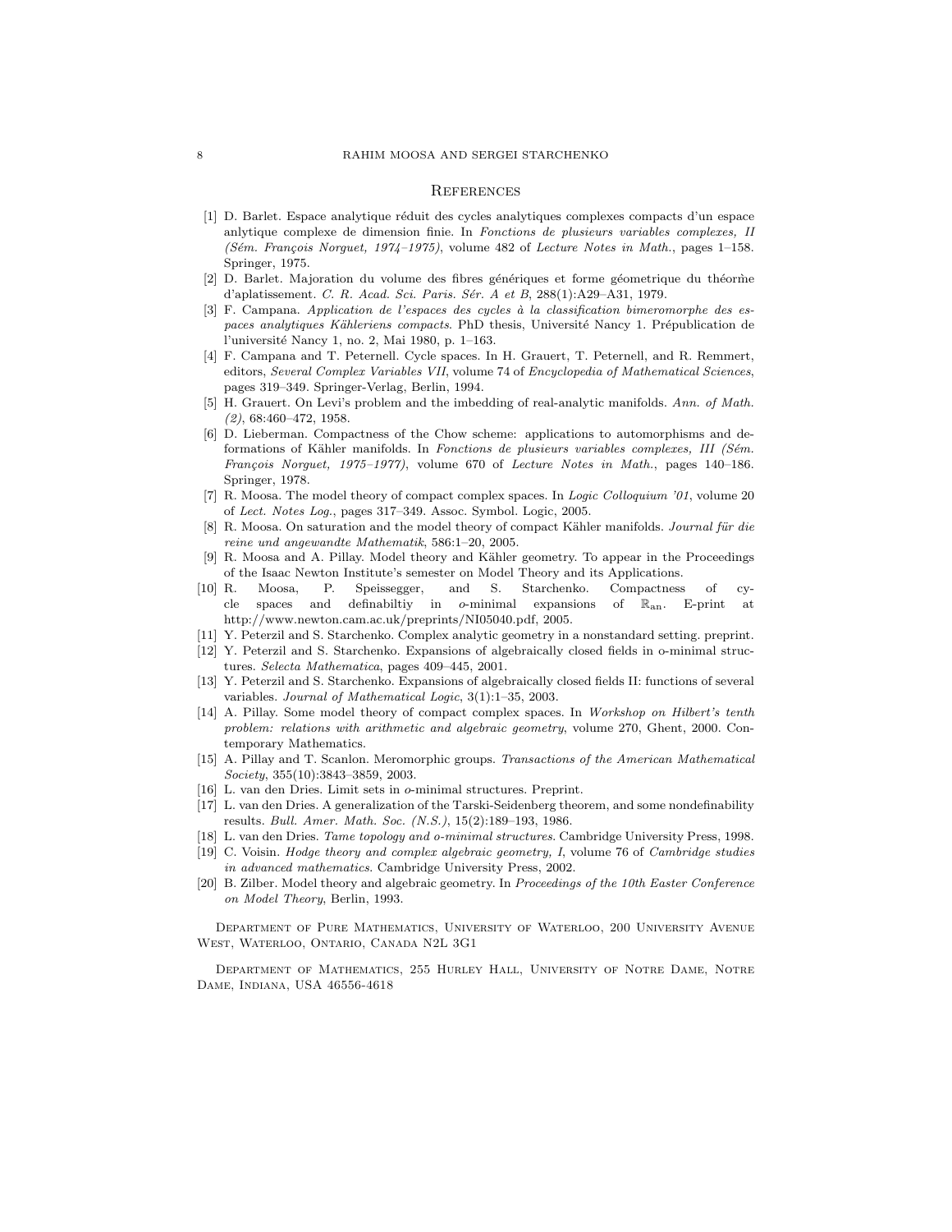## References

[1] D. Barlet. Espace analytique réduit des cycles analytiques complexes compacts d'un espace anlytique complexe de dimension finie. In *Fonctions de plusieurs variables complexes, II (Sém. François Norguet, 1974–1975)*, volume 482 of *Lecture Notes in Math.*, pages 1–158. Springer, 1975.

[2] D. Barlet. Majoration du volume des fibres génériques et forme géometrique du théorme d'aplatissement. *C. R. Acad. Sci. Paris. Sér. A et B*, 288(1):A29–A31, 1979.

[3] F. Campana. *Application de l'espaces des cycles à la classification bimeromorphe des espaces analytiques Kähleriens compacts.* PhD thesis, Université Nancy 1. Prépublication de l'université Nancy 1, no. 2, Mai 1980, p. 1–163.

[4] F. Campana and T. Peternell. Cycle spaces. In H. Grauert, T. Peternell, and R. Remmert, editors, *Several Complex Variables VII*, volume 74 of *Encyclopedia of Mathematical Sciences*, pages 319–349. Springer-Verlag, Berlin, 1994.

[5] H. Grauert. On Levi's problem and the imbedding of real-analytic manifolds. *Ann. of Math. (2)*, 68:460–472, 1958.

[6] D. Lieberman. Compactness of the Chow scheme: applications to automorphisms and deformations of Kähler manifolds. In *Fonctions de plusieurs variables complexes, III (Sém. François Norguet, 1975–1977)*, volume 670 of *Lecture Notes in Math.*, pages 140–186. Springer, 1978.

[7] R. Moosa. The model theory of compact complex spaces. In *Logic Colloquium '01*, volume 20 of *Lect. Notes Log.*, pages 317–349. Assoc. Symbol. Logic, 2005.

[8] R. Moosa. On saturation and the model theory of compact Kähler manifolds. *Journal für die reine und angewandte Mathematik*, 586:1–20, 2005.

[9] R. Moosa and A. Pillay. Model theory and Kähler geometry. To appear in the Proceedings of the Isaac Newton Institute's semester on Model Theory and its Applications.

[10] R. Moosa, P. Speissegger, and S. Starchenko. Compactness of cycle spaces and definabiltiy in *o*-minimal expansions of $\mathbb{R}_{\text{an}}$. E-print at http://www.newton.cam.ac.uk/preprints/NI05040.pdf, 2005.

[11] Y. Peterzil and S. Starchenko. Complex analytic geometry in a nonstandard setting. preprint.

[12] Y. Peterzil and S. Starchenko. Expansions of algebraically closed fields in o-minimal structures. *Selecta Mathematica*, pages 409–445, 2001.

[13] Y. Peterzil and S. Starchenko. Expansions of algebraically closed fields II: functions of several variables. *Journal of Mathematical Logic*, 3(1):1–35, 2003.

[14] A. Pillay. Some model theory of compact complex spaces. In *Workshop on Hilbert's tenth problem: relations with arithmetic and algebraic geometry*, volume 270, Ghent, 2000. Contemporary Mathematics.

[15] A. Pillay and T. Scanlon. Meromorphic groups. *Transactions of the American Mathematical Society*, 355(10):3843–3859, 2003.

[16] L. van den Dries. Limit sets in *o*-minimal structures. Preprint.

[17] L. van den Dries. A generalization of the Tarski-Seidenberg theorem, and some nondefinability results. *Bull. Amer. Math. Soc. (N.S.)*, 15(2):189–193, 1986.

[18] L. van den Dries. *Tame topology and o-minimal structures.* Cambridge University Press, 1998.

[19] C. Voisin. *Hodge theory and complex algebraic geometry, I*, volume 76 of *Cambridge studies in advanced mathematics.* Cambridge University Press, 2002.

[20] B. Zilber. Model theory and algebraic geometry. In *Proceedings of the 10th Easter Conference on Model Theory*, Berlin, 1993.

Department of Pure Mathematics, University of Waterloo, 200 University Avenue West, Waterloo, Ontario, Canada N2L 3G1

Department of Mathematics, 255 Hurley Hall, University of Notre Dame, Notre Dame, Indiana, USA 46556-4618